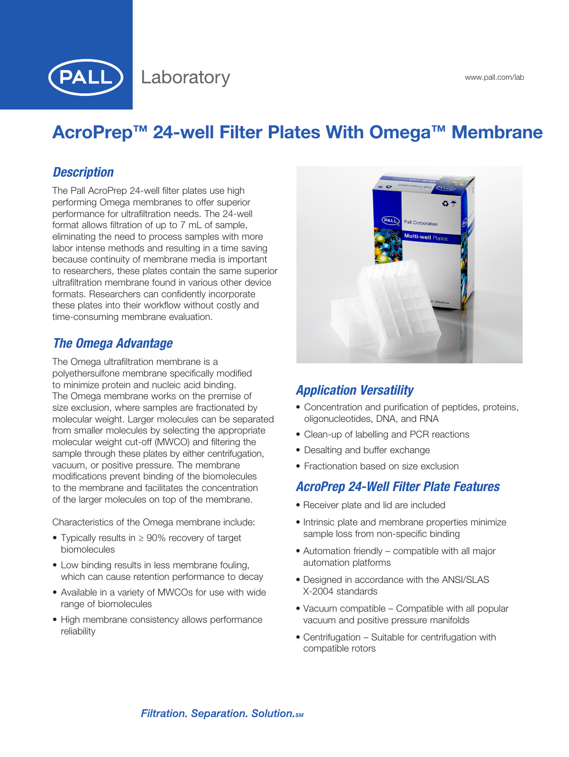# AcroPrep™ 24-well Filter Plates With Omega™ Membrane

## Description

The Pall AcroPrep 24-well filter plates use high performing Omega membranes to offer superior performance for ultrafiltration needs. The 24-well format allows filtration of up to 7 mL of sample, eliminating the need to process samples with more labor intense methods and resulting in a time saving because continuity of membrane media is important to researchers, these plates contain the same superior ultrafiltration membrane found in various other device formats. Researchers can confidently incorporate these plates into their workflow without costly and time-consuming membrane evaluation.

## The Omega Advantage

The Omega ultrafiltration membrane is a polyethersulfone membrane specifically modified to minimize protein and nucleic acid binding. The Omega membrane works on the premise of size exclusion, where samples are fractionated by molecular weight. Larger molecules can be separated from smaller molecules by selecting the appropriate molecular weight cut-off (MWCO) and filtering the sample through these plates by either centrifugation, vacuum, or positive pressure. The membrane modifications prevent binding of the biomolecules to the membrane and facilitates the concentration of the larger molecules on top of the membrane.

Characteristics of the Omega membrane include:

- Typically results in ≥ 90% recovery of target biomolecules
- Low binding results in less membrane fouling, which can cause retention performance to decay
- Available in a variety of MWCOs for use with wide range of biomolecules
- High membrane consistency allows performance reliability

## Application Versatility

- Concentration and purification of peptides, proteins, oligonucleotides, DNA, and RNA
- Clean-up of labelling and PCR reactions
- Desalting and buffer exchange
- Fractionation based on size exclusion

## AcroPrep 24-Well Filter Plate Features

- Receiver plate and lid are included
- Intrinsic plate and membrane properties minimize sample loss from non-specific binding
- Automation friendly – compatible with all major automation platforms
- Designed in accordance with the ANSI/SLAS X-2004 standards
- Vacuum compatible – Compatible with all popular vacuum and positive pressure manifolds
- Centrifugation – Suitable for centrifugation with compatible rotors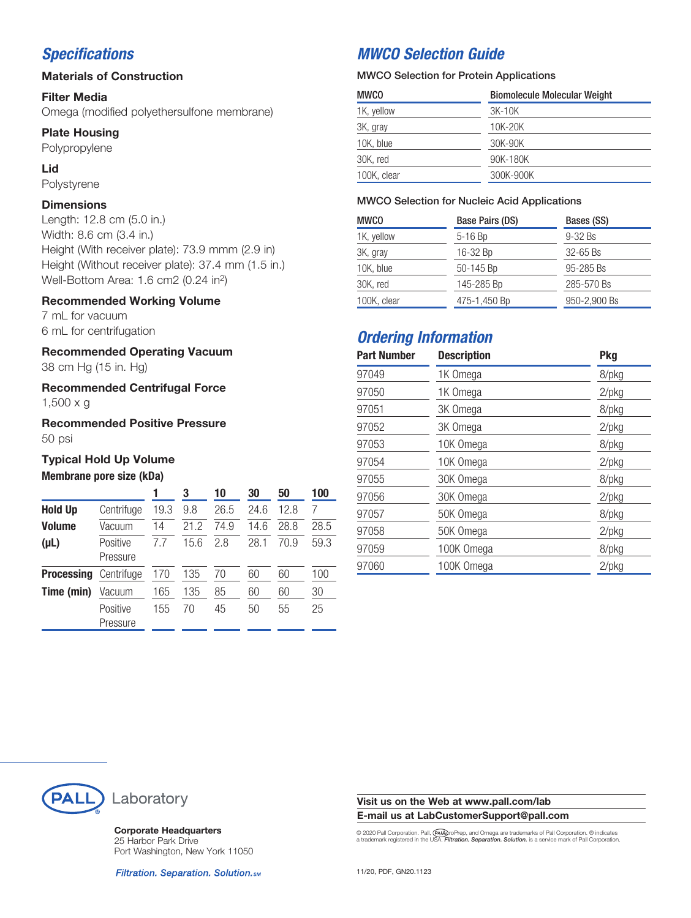## Specifications

### Materials of Construction

**Filter Media**
Omega (modified polyethersulfone membrane)

**Plate Housing**
Polypropylene

**Lid**
Polystyrene

**Dimensions**
Length: 12.8 cm (5.0 in.)
Width: 8.6 cm (3.4 in.)
Height (With receiver plate): 73.9 mm (2.9 in)
Height (Without receiver plate): 37.4 mm (1.5 in.)
Well-Bottom Area: 1.6 cm2 (0.24 in$^2$)

**Recommended Working Volume**
7 mL for vacuum
6 mL for centrifugation

**Recommended Operating Vacuum**
38 cm Hg (15 in. Hg)

**Recommended Centrifugal Force**
1,500 x g

**Recommended Positive Pressure**
50 psi

**Typical Hold Up Volume**

**Membrane pore size (kDa)**

| | | 1 | 3 | 10 | 30 | 50 | 100 |
|---|---|---|---|---|---|---|---|
| **Hold Up Volume (µL)** | Centrifuge | 19.3 | 9.8 | 26.5 | 24.6 | 12.8 | 7 |
| | Vacuum | 14 | 21.2 | 74.9 | 14.6 | 28.8 | 28.5 |
| | Positive Pressure | 7.7 | 15.6 | 2.8 | 28.1 | 70.9 | 59.3 |
| **Processing Time (min)** | Centrifuge | 170 | 135 | 70 | 60 | 60 | 100 |
| | Vacuum | 165 | 135 | 85 | 60 | 60 | 30 |
| | Positive Pressure | 155 | 70 | 45 | 50 | 55 | 25 |

## MWCO Selection Guide

MWCO Selection for Protein Applications

| MWCO | Biomolecule Molecular Weight |
|---|---|
| 1K, yellow | 3K-10K |
| 3K, gray | 10K-20K |
| 10K, blue | 30K-90K |
| 30K, red | 90K-180K |
| 100K, clear | 300K-900K |

MWCO Selection for Nucleic Acid Applications

| MWCO | Base Pairs (DS) | Bases (SS) |
|---|---|---|
| 1K, yellow | 5-16 Bp | 9-32 Bs |
| 3K, gray | 16-32 Bp | 32-65 Bs |
| 10K, blue | 50-145 Bp | 95-285 Bs |
| 30K, red | 145-285 Bp | 285-570 Bs |
| 100K, clear | 475-1,450 Bp | 950-2,900 Bs |

## Ordering Information

| Part Number | Description | Pkg |
|---|---|---|
| 97049 | 1K Omega | 8/pkg |
| 97050 | 1K Omega | 2/pkg |
| 97051 | 3K Omega | 8/pkg |
| 97052 | 3K Omega | 2/pkg |
| 97053 | 10K Omega | 8/pkg |
| 97054 | 10K Omega | 2/pkg |
| 97055 | 30K Omega | 8/pkg |
| 97056 | 30K Omega | 2/pkg |
| 97057 | 50K Omega | 8/pkg |
| 97058 | 50K Omega | 2/pkg |
| 97059 | 100K Omega | 8/pkg |
| 97060 | 100K Omega | 2/pkg |

PALL Laboratory

**Corporate Headquarters**
25 Harbor Park Drive
Port Washington, New York 11050

*Filtration. Separation. Solution.*SM

**Visit us on the Web at www.pall.com/lab**
**E-mail us at LabCustomerSupport@pall.com**

© 2020 Pall Corporation. Pall, (PALL) AcroPrep, and Omega are trademarks of Pall Corporation. ® indicates a trademark registered in the USA. *Filtration. Separation. Solution.* is a service mark of Pall Corporation.

11/20, PDF, GN20.1123